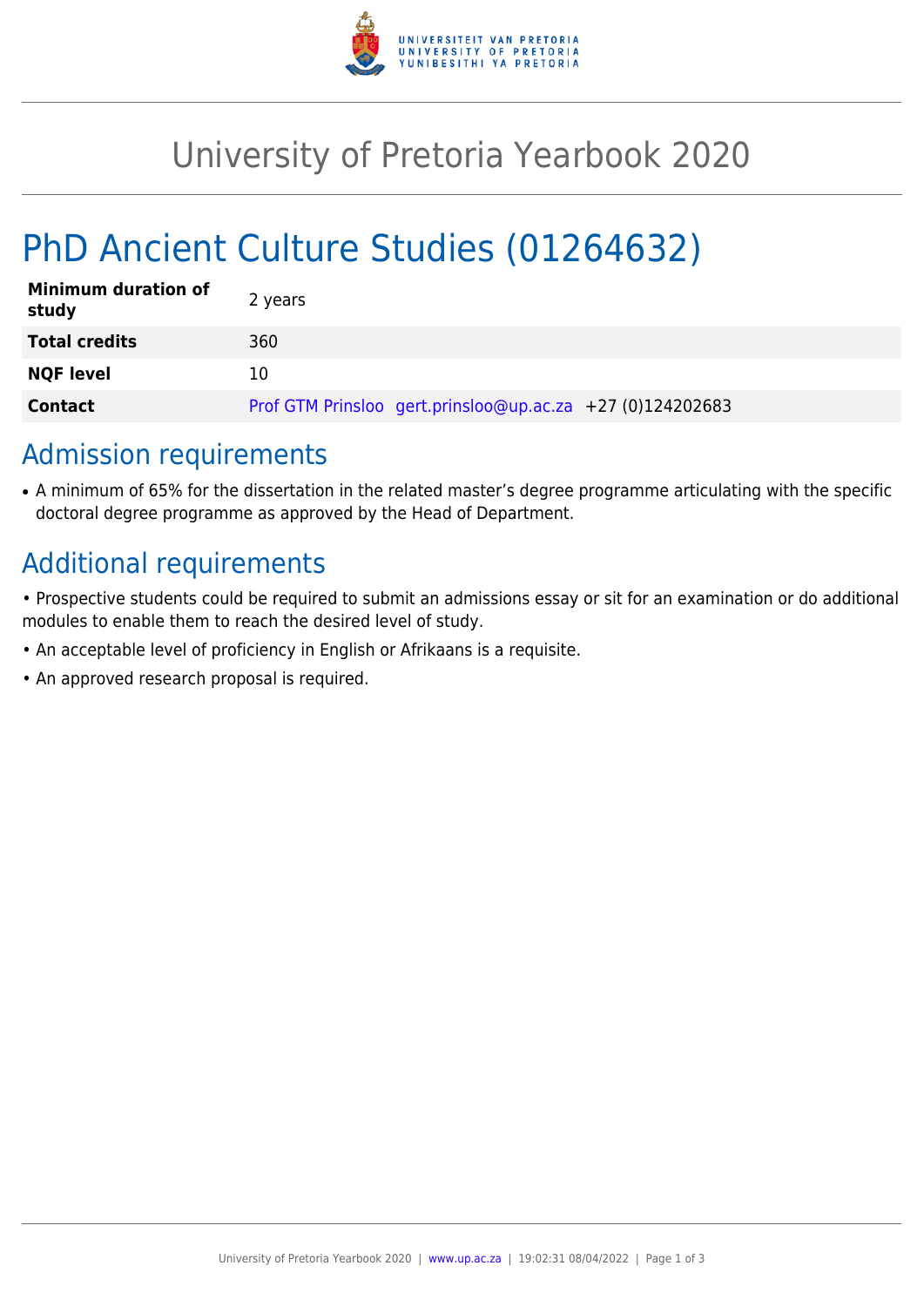# University of Pretoria Yearbook 2020

## PhD Ancient Culture Studies (01264632)

| | |
|---|---|
| **Minimum duration of study** | 2 years |
| **Total credits** | 360 |
| **NQF level** | 10 |
| **Contact** | Prof GTM Prinsloo gert.prinsloo@up.ac.za +27 (0)124202683 |

## Admission requirements

- A minimum of 65% for the dissertation in the related master's degree programme articulating with the specific doctoral degree programme as approved by the Head of Department.

## Additional requirements

- Prospective students could be required to submit an admissions essay or sit for an examination or do additional modules to enable them to reach the desired level of study.
- An acceptable level of proficiency in English or Afrikaans is a requisite.
- An approved research proposal is required.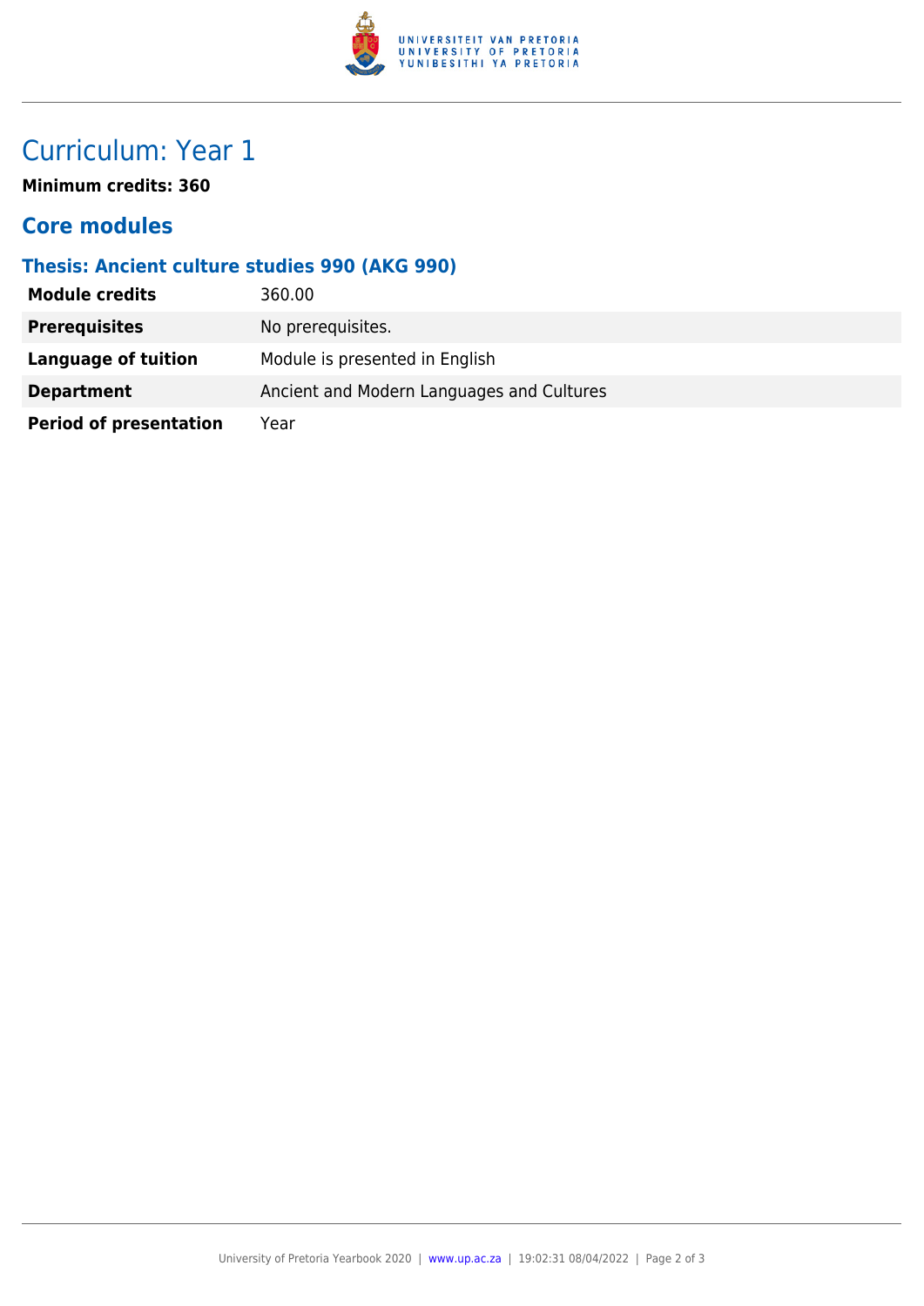# Curriculum: Year 1

**Minimum credits: 360**

## Core modules

### Thesis: Ancient culture studies 990 (AKG 990)

| | |
|---|---|
| **Module credits** | 360.00 |
| **Prerequisites** | No prerequisites. |
| **Language of tuition** | Module is presented in English |
| **Department** | Ancient and Modern Languages and Cultures |
| **Period of presentation** | Year |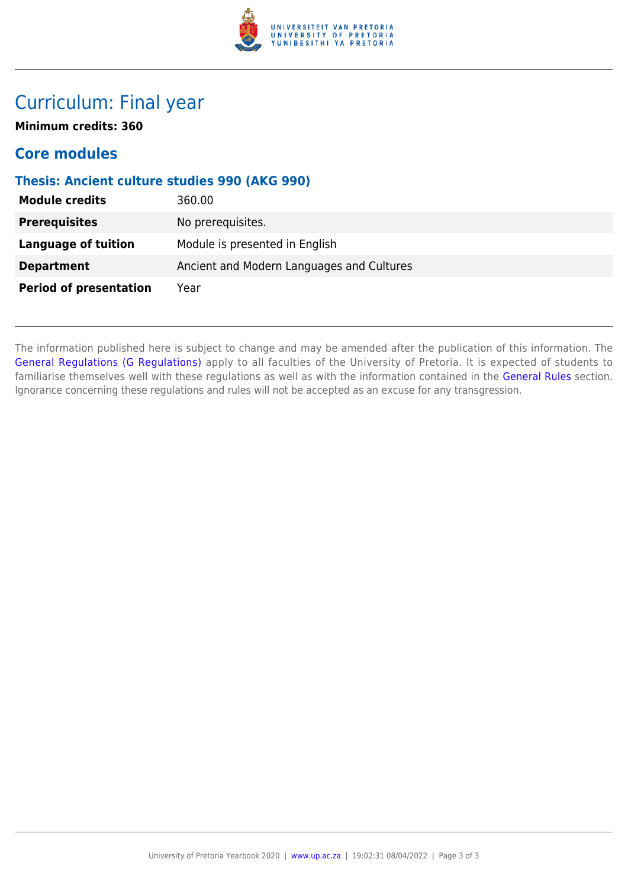# Curriculum: Final year

**Minimum credits: 360**

## Core modules

### Thesis: Ancient culture studies 990 (AKG 990)

| | |
|---|---|
| **Module credits** | 360.00 |
| **Prerequisites** | No prerequisites. |
| **Language of tuition** | Module is presented in English |
| **Department** | Ancient and Modern Languages and Cultures |
| **Period of presentation** | Year |

The information published here is subject to change and may be amended after the publication of this information. The General Regulations (G Regulations) apply to all faculties of the University of Pretoria. It is expected of students to familiarise themselves well with these regulations as well as with the information contained in the General Rules section. Ignorance concerning these regulations and rules will not be accepted as an excuse for any transgression.